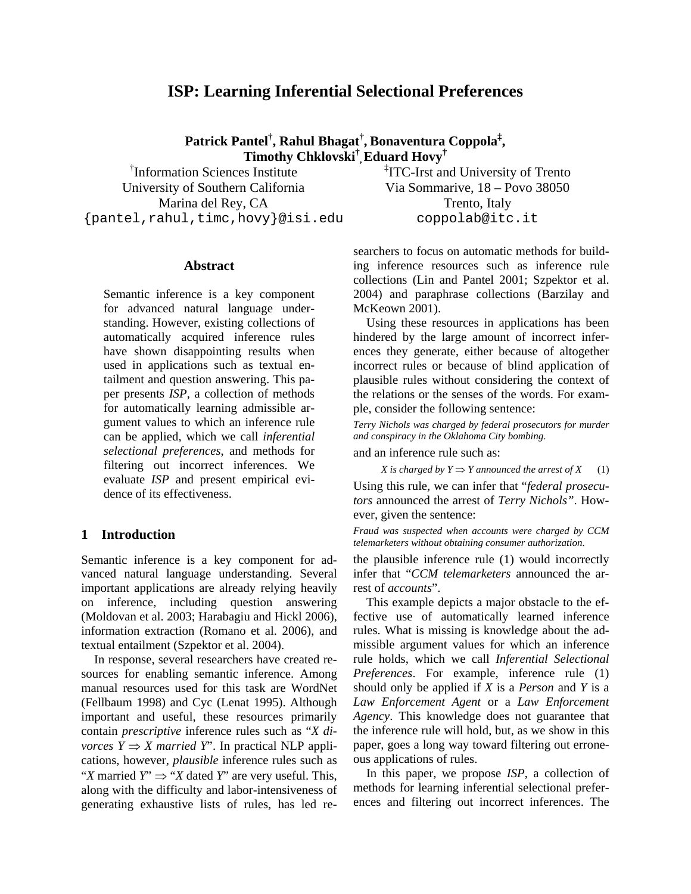# ISP: Learning Inferential Selectional Preferences

**Patrick Pantel[†], Rahul Bhagat[†], Bonaventura Coppola[‡], Timothy Chklovski[†], Eduard Hovy[†]**

[†]Information Sciences Institute
University of Southern California
Marina del Rey, CA
{pantel,rahul,timc,hovy}@isi.edu

[‡]ITC-Irst and University of Trento
Via Sommarive, 18 – Povo 38050
Trento, Italy
coppolab@itc.it

## Abstract

Semantic inference is a key component for advanced natural language understanding. However, existing collections of automatically acquired inference rules have shown disappointing results when used in applications such as textual entailment and question answering. This paper presents *ISP*, a collection of methods for automatically learning admissible argument values to which an inference rule can be applied, which we call *inferential selectional preferences*, and methods for filtering out incorrect inferences. We evaluate *ISP* and present empirical evidence of its effectiveness.

## 1 Introduction

Semantic inference is a key component for advanced natural language understanding. Several important applications are already relying heavily on inference, including question answering (Moldovan et al. 2003; Harabagiu and Hickl 2006), information extraction (Romano et al. 2006), and textual entailment (Szpektor et al. 2004).

In response, several researchers have created resources for enabling semantic inference. Among manual resources used for this task are WordNet (Fellbaum 1998) and Cyc (Lenat 1995). Although important and useful, these resources primarily contain *prescriptive* inference rules such as "*X divorces Y* ⇒ *X married Y*". In practical NLP applications, however, *plausible* inference rules such as "*X* married *Y*" ⇒ "*X* dated *Y*" are very useful. This, along with the difficulty and labor-intensiveness of generating exhaustive lists of rules, has led researchers to focus on automatic methods for building inference resources such as inference rule collections (Lin and Pantel 2001; Szpektor et al. 2004) and paraphrase collections (Barzilay and McKeown 2001).

Using these resources in applications has been hindered by the large amount of incorrect inferences they generate, either because of altogether incorrect rules or because of blind application of plausible rules without considering the context of the relations or the senses of the words. For example, consider the following sentence:

*Terry Nichols was charged by federal prosecutors for murder and conspiracy in the Oklahoma City bombing.*

and an inference rule such as:

$$X \text{ is charged by } Y \Rightarrow Y \text{ announced the arrest of } X \quad (1)$$

Using this rule, we can infer that "*federal prosecutors* announced the arrest of *Terry Nichols*". However, given the sentence:

*Fraud was suspected when accounts were charged by CCM telemarketers without obtaining consumer authorization.*

the plausible inference rule (1) would incorrectly infer that "*CCM telemarketers* announced the arrest of *accounts*".

This example depicts a major obstacle to the effective use of automatically learned inference rules. What is missing is knowledge about the admissible argument values for which an inference rule holds, which we call *Inferential Selectional Preferences*. For example, inference rule (1) should only be applied if *X* is a *Person* and *Y* is a *Law Enforcement Agent* or a *Law Enforcement Agency*. This knowledge does not guarantee that the inference rule will hold, but, as we show in this paper, goes a long way toward filtering out erroneous applications of rules.

In this paper, we propose *ISP*, a collection of methods for learning inferential selectional preferences and filtering out incorrect inferences. The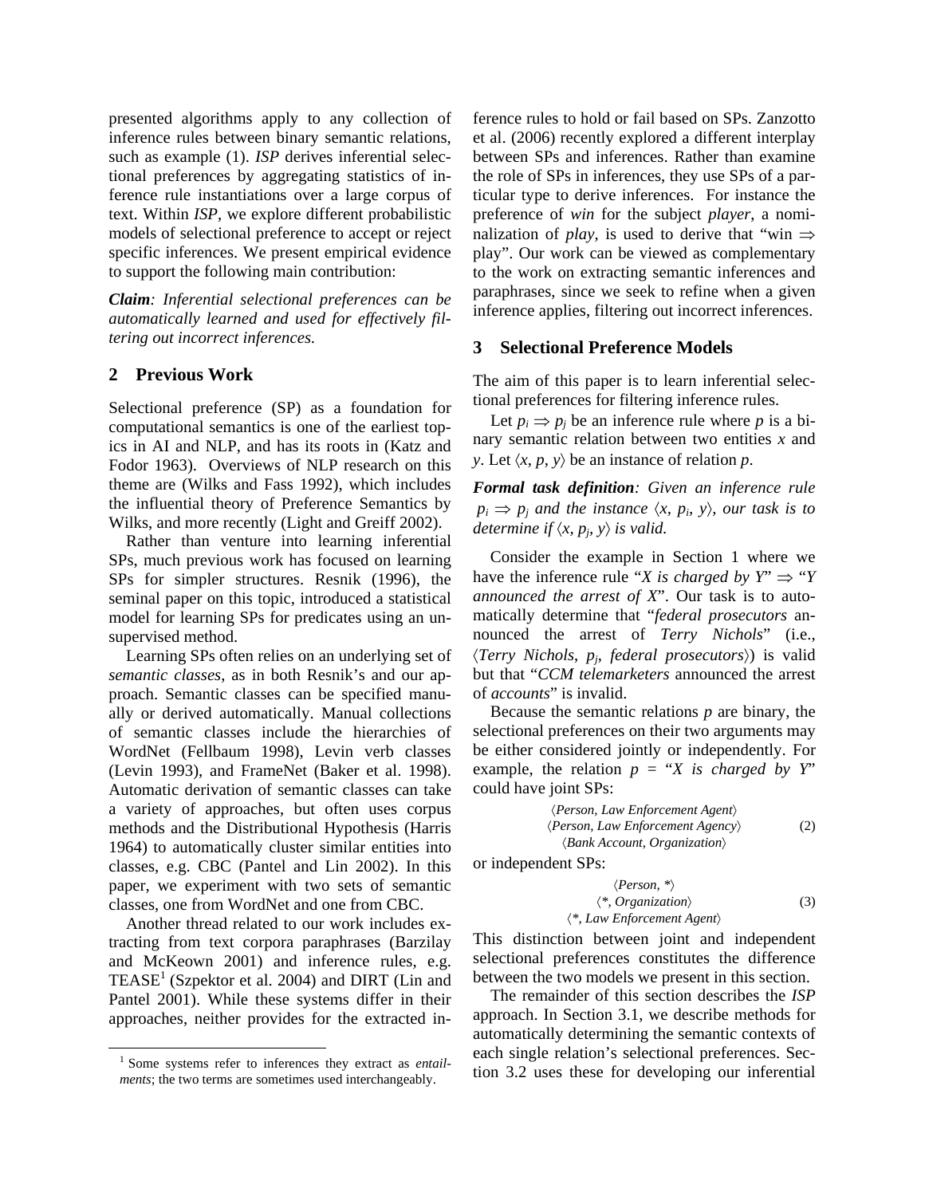presented algorithms apply to any collection of inference rules between binary semantic relations, such as example (1). *ISP* derives inferential selectional preferences by aggregating statistics of inference rule instantiations over a large corpus of text. Within *ISP*, we explore different probabilistic models of selectional preference to accept or reject specific inferences. We present empirical evidence to support the following main contribution:

***Claim**: Inferential selectional preferences can be automatically learned and used for effectively filtering out incorrect inferences.*

## 2 Previous Work

Selectional preference (SP) as a foundation for computational semantics is one of the earliest topics in AI and NLP, and has its roots in (Katz and Fodor 1963). Overviews of NLP research on this theme are (Wilks and Fass 1992), which includes the influential theory of Preference Semantics by Wilks, and more recently (Light and Greiff 2002).

Rather than venture into learning inferential SPs, much previous work has focused on learning SPs for simpler structures. Resnik (1996), the seminal paper on this topic, introduced a statistical model for learning SPs for predicates using an unsupervised method.

Learning SPs often relies on an underlying set of *semantic classes*, as in both Resnik's and our approach. Semantic classes can be specified manually or derived automatically. Manual collections of semantic classes include the hierarchies of WordNet (Fellbaum 1998), Levin verb classes (Levin 1993), and FrameNet (Baker et al. 1998). Automatic derivation of semantic classes can take a variety of approaches, but often uses corpus methods and the Distributional Hypothesis (Harris 1964) to automatically cluster similar entities into classes, e.g. CBC (Pantel and Lin 2002). In this paper, we experiment with two sets of semantic classes, one from WordNet and one from CBC.

Another thread related to our work includes extracting from text corpora paraphrases (Barzilay and McKeown 2001) and inference rules, e.g. TEASE[1] (Szpektor et al. 2004) and DIRT (Lin and Pantel 2001). While these systems differ in their approaches, neither provides for the extracted inference rules to hold or fail based on SPs. Zanzotto et al. (2006) recently explored a different interplay between SPs and inferences. Rather than examine the role of SPs in inferences, they use SPs of a particular type to derive inferences. For instance the preference of *win* for the subject *player*, a nominalization of *play*, is used to derive that "win $\Rightarrow$ play". Our work can be viewed as complementary to the work on extracting semantic inferences and paraphrases, since we seek to refine when a given inference applies, filtering out incorrect inferences.

## 3 Selectional Preference Models

The aim of this paper is to learn inferential selectional preferences for filtering inference rules.

Let $p_i \Rightarrow p_j$ be an inference rule where $p$ is a binary semantic relation between two entities $x$ and $y$. Let $\langle x, p, y\rangle$ be an instance of relation $p$.

***Formal task definition**: Given an inference rule $p_i \Rightarrow p_j$ and the instance $\langle x, p_i, y\rangle$, our task is to determine if $\langle x, p_j, y\rangle$ is valid.*

Consider the example in Section 1 where we have the inference rule "*X is charged by Y*" $\Rightarrow$ "*Y announced the arrest of X*". Our task is to automatically determine that "*federal prosecutors* announced the arrest of *Terry Nichols*" (i.e., $\langle$*Terry Nichols*, $p_j$, *federal prosecutors*$\rangle$) is valid but that "*CCM telemarketers* announced the arrest of *accounts*" is invalid.

Because the semantic relations $p$ are binary, the selectional preferences on their two arguments may be either considered jointly or independently. For example, the relation $p$ = "*X is charged by Y*" could have joint SPs:

$$\begin{array}{c}\langle \textit{Person, Law Enforcement Agent}\rangle \\ \langle \textit{Person, Law Enforcement Agency}\rangle \\ \langle \textit{Bank Account, Organization}\rangle\end{array} \quad (2)$$

or independent SPs:

$$\begin{array}{c}\langle \textit{Person}, *\rangle \\ \langle *, \textit{Organization}\rangle \\ \langle *, \textit{Law Enforcement Agent}\rangle\end{array} \quad (3)$$

This distinction between joint and independent selectional preferences constitutes the difference between the two models we present in this section.

The remainder of this section describes the *ISP* approach. In Section 3.1, we describe methods for automatically determining the semantic contexts of each single relation's selectional preferences. Section 3.2 uses these for developing our inferential

[1] Some systems refer to inferences they extract as *entailments*; the two terms are sometimes used interchangeably.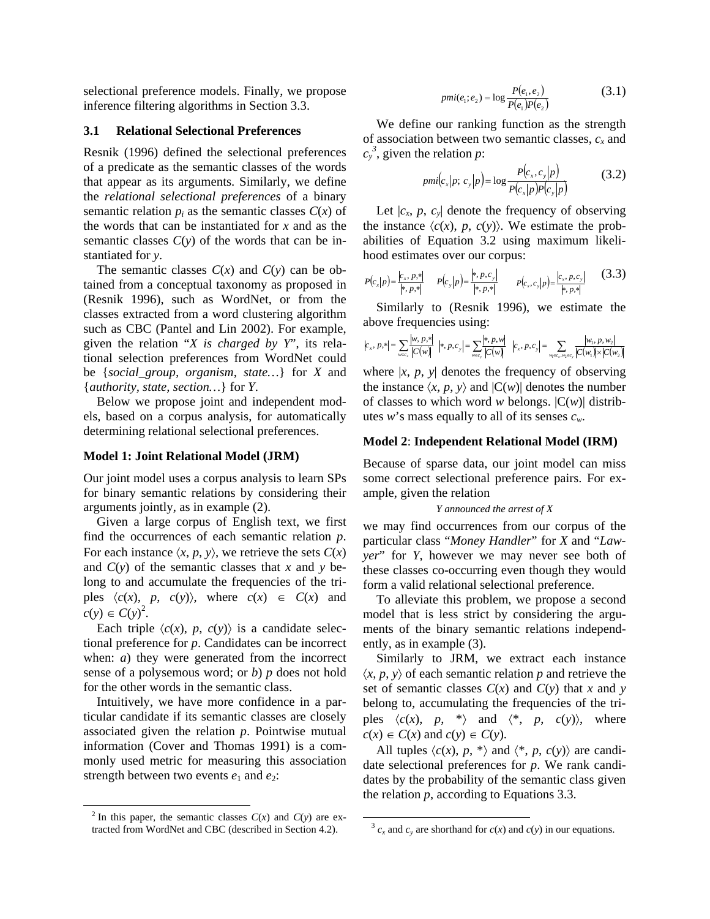selectional preference models. Finally, we propose inference filtering algorithms in Section 3.3.

### 3.1 Relational Selectional Preferences

Resnik (1996) defined the selectional preferences of a predicate as the semantic classes of the words that appear as its arguments. Similarly, we define the *relational selectional preferences* of a binary semantic relation $p_i$ as the semantic classes $C(x)$ of the words that can be instantiated for $x$ and as the semantic classes $C(y)$ of the words that can be instantiated for $y$.

The semantic classes $C(x)$ and $C(y)$ can be obtained from a conceptual taxonomy as proposed in (Resnik 1996), such as WordNet, or from the classes extracted from a word clustering algorithm such as CBC (Pantel and Lin 2002). For example, given the relation "*X is charged by Y*", its relational selection preferences from WordNet could be {*social_group, organism, state…*} for *X* and {*authority, state, section…*} for *Y*.

Below we propose joint and independent models, based on a corpus analysis, for automatically determining relational selectional preferences.

**Model 1: Joint Relational Model (JRM)**

Our joint model uses a corpus analysis to learn SPs for binary semantic relations by considering their arguments jointly, as in example (2).

Given a large corpus of English text, we first find the occurrences of each semantic relation $p$. For each instance $\langle x, p, y \rangle$, we retrieve the sets $C(x)$ and $C(y)$ of the semantic classes that $x$ and $y$ belong to and accumulate the frequencies of the triples $\langle c(x), p, c(y) \rangle$, where $c(x) \in C(x)$ and $c(y) \in C(y)$[2].

Each triple $\langle c(x), p, c(y) \rangle$ is a candidate selectional preference for $p$. Candidates can be incorrect when: *a*) they were generated from the incorrect sense of a polysemous word; or *b*) $p$ does not hold for the other words in the semantic class.

Intuitively, we have more confidence in a particular candidate if its semantic classes are closely associated given the relation $p$. Pointwise mutual information (Cover and Thomas 1991) is a commonly used metric for measuring this association strength between two events $e_1$ and $e_2$:

$$pmi(e_1; e_2) = \log \frac{P(e_1, e_2)}{P(e_1)P(e_2)} \tag{3.1}$$

We define our ranking function as the strength of association between two semantic classes, $c_x$ and $c_y$[3], given the relation $p$:

$$pmi(c_x|p;\, c_y|p) = \log \frac{P(c_x, c_y|p)}{P(c_x|p)P(c_y|p)} \tag{3.2}$$

Let $|c_x, p, c_y|$ denote the frequency of observing the instance $\langle c(x), p, c(y) \rangle$. We estimate the probabilities of Equation 3.2 using maximum likelihood estimates over our corpus:

$$P(c_x|p) = \frac{|c_x, p, *|}{|*, p, *|} \quad P(c_y|p) = \frac{|*, p, c_y|}{|*, p, *|} \quad P(c_x, c_y|p) = \frac{|c_x, p, c_y|}{|*, p, *|} \tag{3.3}$$

Similarly to (Resnik 1996), we estimate the above frequencies using:

$$|c_x, p, *| = \sum_{w \in c_x} \frac{|w, p, *|}{|C(w)|} \quad |*, p, c_y| = \sum_{w \in c_y} \frac{|*, p, w|}{|C(w)|} \quad |c_x, p, c_y| = \sum_{w_1 \in c_x, w_2 \in c_y} \frac{|w_1, p, w_2|}{|C(w_1)| \times |C(w_2)|}$$

where $|x, p, y|$ denotes the frequency of observing the instance $\langle x, p, y \rangle$ and $|C(w)|$ denotes the number of classes to which word $w$ belongs. $|C(w)|$ distributes $w$'s mass equally to all of its senses $c_w$.

**Model 2: Independent Relational Model (IRM)**

Because of sparse data, our joint model can miss some correct selectional preference pairs. For example, given the relation

*Y announced the arrest of X*

we may find occurrences from our corpus of the particular class "*Money Handler*" for *X* and "*Lawyer*" for *Y*, however we may never see both of these classes co-occurring even though they would form a valid relational selectional preference.

To alleviate this problem, we propose a second model that is less strict by considering the arguments of the binary semantic relations independently, as in example (3).

Similarly to JRM, we extract each instance $\langle x, p, y \rangle$ of each semantic relation $p$ and retrieve the set of semantic classes $C(x)$ and $C(y)$ that $x$ and $y$ belong to, accumulating the frequencies of the triples $\langle c(x), p, * \rangle$ and $\langle *, p, c(y) \rangle$, where $c(x) \in C(x)$ and $c(y) \in C(y)$.

All tuples $\langle c(x), p, * \rangle$ and $\langle *, p, c(y) \rangle$ are candidate selectional preferences for $p$. We rank candidates by the probability of the semantic class given the relation $p$, according to Equations 3.3.

---

[2] In this paper, the semantic classes $C(x)$ and $C(y)$ are extracted from WordNet and CBC (described in Section 4.2).

[3] $c_x$ and $c_y$ are shorthand for $c(x)$ and $c(y)$ in our equations.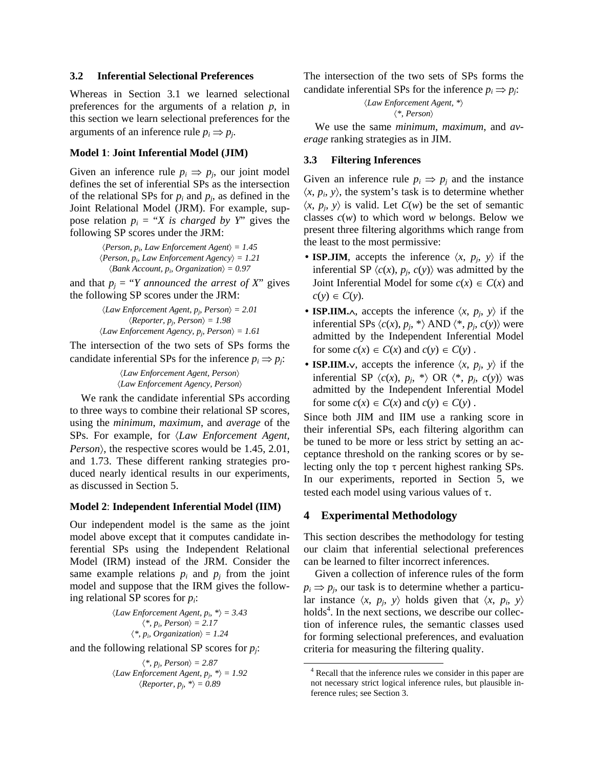### 3.2 Inferential Selectional Preferences

Whereas in Section 3.1 we learned selectional preferences for the arguments of a relation $p$, in this section we learn selectional preferences for the arguments of an inference rule $p_i \Rightarrow p_j$.

**Model 1**: **Joint Inferential Model (JIM)**

Given an inference rule $p_i \Rightarrow p_j$, our joint model defines the set of inferential SPs as the intersection of the relational SPs for $p_i$ and $p_j$, as defined in the Joint Relational Model (JRM). For example, suppose relation $p_i$ = "*X is charged by Y*" gives the following SP scores under the JRM:

$\langle$*Person*, $p_i$, *Law Enforcement Agent*$\rangle$ = *1.45*
$\langle$*Person*, $p_i$, *Law Enforcement Agency*$\rangle$ = *1.21*
$\langle$*Bank Account*, $p_i$, *Organization*$\rangle$ = *0.97*

and that $p_j$ = "*Y announced the arrest of X*" gives the following SP scores under the JRM:

$\langle$*Law Enforcement Agent*, $p_j$, *Person*$\rangle$ = *2.01*
$\langle$*Reporter*, $p_j$, *Person*$\rangle$ = *1.98*
$\langle$*Law Enforcement Agency*, $p_j$, *Person*$\rangle$ = *1.61*

The intersection of the two sets of SPs forms the candidate inferential SPs for the inference $p_i \Rightarrow p_j$:

$\langle$*Law Enforcement Agent*, *Person*$\rangle$
$\langle$*Law Enforcement Agency*, *Person*$\rangle$

We rank the candidate inferential SPs according to three ways to combine their relational SP scores, using the *minimum*, *maximum*, and *average* of the SPs. For example, for $\langle$*Law Enforcement Agent*, *Person*$\rangle$, the respective scores would be 1.45, 2.01, and 1.73. These different ranking strategies produced nearly identical results in our experiments, as discussed in Section 5.

**Model 2**: **Independent Inferential Model (IIM)**

Our independent model is the same as the joint model above except that it computes candidate inferential SPs using the Independent Relational Model (IRM) instead of the JRM. Consider the same example relations $p_i$ and $p_j$ from the joint model and suppose that the IRM gives the following relational SP scores for $p_i$:

$\langle$*Law Enforcement Agent*, $p_i$, \*$\rangle$ = *3.43*
$\langle$\*, $p_i$, *Person*$\rangle$ = *2.17*
$\langle$\*, $p_i$, *Organization*$\rangle$ = *1.24*

and the following relational SP scores for $p_j$:

$\langle$\*, $p_j$, *Person*$\rangle$ = *2.87*
$\langle$*Law Enforcement Agent*, $p_j$, \*$\rangle$ = *1.92*
$\langle$*Reporter*, $p_j$, \*$\rangle$ = *0.89*

The intersection of the two sets of SPs forms the candidate inferential SPs for the inference $p_i \Rightarrow p_j$:

$\langle$*Law Enforcement Agent*, \*$\rangle$
$\langle$\*, *Person*$\rangle$

We use the same *minimum*, *maximum*, and *average* ranking strategies as in JIM.

### 3.3 Filtering Inferences

Given an inference rule $p_i \Rightarrow p_j$ and the instance $\langle x, p_i, y\rangle$, the system's task is to determine whether $\langle x, p_j, y\rangle$ is valid. Let $C(w)$ be the set of semantic classes $c(w)$ to which word $w$ belongs. Below we present three filtering algorithms which range from the least to the most permissive:

- **ISP.JIM**, accepts the inference $\langle x, p_j, y\rangle$ if the inferential SP $\langle c(x), p_j, c(y)\rangle$ was admitted by the Joint Inferential Model for some $c(x) \in C(x)$ and $c(y) \in C(y)$.
- **ISP.IIM.$\wedge$**, accepts the inference $\langle x, p_j, y\rangle$ if the inferential SPs $\langle c(x), p_j, *\rangle$ AND $\langle *, p_j, c(y)\rangle$ were admitted by the Independent Inferential Model for some $c(x) \in C(x)$ and $c(y) \in C(y)$ .
- **ISP.IIM.$\vee$**, accepts the inference $\langle x, p_j, y\rangle$ if the inferential SP $\langle c(x), p_j, *\rangle$ OR $\langle *, p_j, c(y)\rangle$ was admitted by the Independent Inferential Model for some $c(x) \in C(x)$ and $c(y) \in C(y)$ .

Since both JIM and IIM use a ranking score in their inferential SPs, each filtering algorithm can be tuned to be more or less strict by setting an acceptance threshold on the ranking scores or by selecting only the top $\tau$ percent highest ranking SPs. In our experiments, reported in Section 5, we tested each model using various values of $\tau$.

## 4 Experimental Methodology

This section describes the methodology for testing our claim that inferential selectional preferences can be learned to filter incorrect inferences.

Given a collection of inference rules of the form $p_i \Rightarrow p_j$, our task is to determine whether a particular instance $\langle x, p_j, y\rangle$ holds given that $\langle x, p_i, y\rangle$ holds[4]. In the next sections, we describe our collection of inference rules, the semantic classes used for forming selectional preferences, and evaluation criteria for measuring the filtering quality.

[4] Recall that the inference rules we consider in this paper are not necessary strict logical inference rules, but plausible inference rules; see Section 3.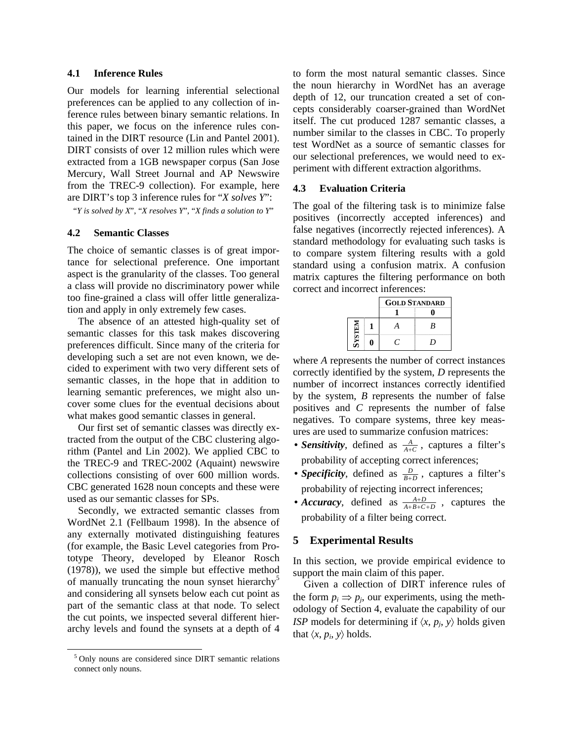### 4.1 Inference Rules

Our models for learning inferential selectional preferences can be applied to any collection of inference rules between binary semantic relations. In this paper, we focus on the inference rules contained in the DIRT resource (Lin and Pantel 2001). DIRT consists of over 12 million rules which were extracted from a 1GB newspaper corpus (San Jose Mercury, Wall Street Journal and AP Newswire from the TREC-9 collection). For example, here are DIRT's top 3 inference rules for "*X solves Y*":

"*Y is solved by X*", "*X resolves Y*", "*X finds a solution to Y*"

### 4.2 Semantic Classes

The choice of semantic classes is of great importance for selectional preference. One important aspect is the granularity of the classes. Too general a class will provide no discriminatory power while too fine-grained a class will offer little generalization and apply in only extremely few cases.

The absence of an attested high-quality set of semantic classes for this task makes discovering preferences difficult. Since many of the criteria for developing such a set are not even known, we decided to experiment with two very different sets of semantic classes, in the hope that in addition to learning semantic preferences, we might also uncover some clues for the eventual decisions about what makes good semantic classes in general.

Our first set of semantic classes was directly extracted from the output of the CBC clustering algorithm (Pantel and Lin 2002). We applied CBC to the TREC-9 and TREC-2002 (Aquaint) newswire collections consisting of over 600 million words. CBC generated 1628 noun concepts and these were used as our semantic classes for SPs.

Secondly, we extracted semantic classes from WordNet 2.1 (Fellbaum 1998). In the absence of any externally motivated distinguishing features (for example, the Basic Level categories from Prototype Theory, developed by Eleanor Rosch (1978)), we used the simple but effective method of manually truncating the noun synset hierarchy[5] and considering all synsets below each cut point as part of the semantic class at that node. To select the cut points, we inspected several different hierarchy levels and found the synsets at a depth of 4 to form the most natural semantic classes. Since the noun hierarchy in WordNet has an average depth of 12, our truncation created a set of concepts considerably coarser-grained than WordNet itself. The cut produced 1287 semantic classes, a number similar to the classes in CBC. To properly test WordNet as a source of semantic classes for our selectional preferences, we would need to experiment with different extraction algorithms.

[5] Only nouns are considered since DIRT semantic relations connect only nouns.

### 4.3 Evaluation Criteria

The goal of the filtering task is to minimize false positives (incorrectly accepted inferences) and false negatives (incorrectly rejected inferences). A standard methodology for evaluating such tasks is to compare system filtering results with a gold standard using a confusion matrix. A confusion matrix captures the filtering performance on both correct and incorrect inferences:

| | | GOLD STANDARD | |
|---|---|---|---|
| | | **1** | **0** |
| **SYSTEM** | **1** | *A* | *B* |
| | **0** | *C* | *D* |

where *A* represents the number of correct instances correctly identified by the system, *D* represents the number of incorrect instances correctly identified by the system, *B* represents the number of false positives and *C* represents the number of false negatives. To compare systems, three key measures are used to summarize confusion matrices:

- ***Sensitivity***, defined as $\frac{A}{A+C}$, captures a filter's probability of accepting correct inferences;
- ***Specificity***, defined as $\frac{D}{B+D}$, captures a filter's probability of rejecting incorrect inferences;
- ***Accuracy***, defined as $\frac{A+D}{A+B+C+D}$, captures the probability of a filter being correct.

## 5 Experimental Results

In this section, we provide empirical evidence to support the main claim of this paper.

Given a collection of DIRT inference rules of the form $p_i \Rightarrow p_j$, our experiments, using the methodology of Section 4, evaluate the capability of our *ISP* models for determining if $\langle x, p_j, y\rangle$ holds given that $\langle x, p_i, y\rangle$ holds.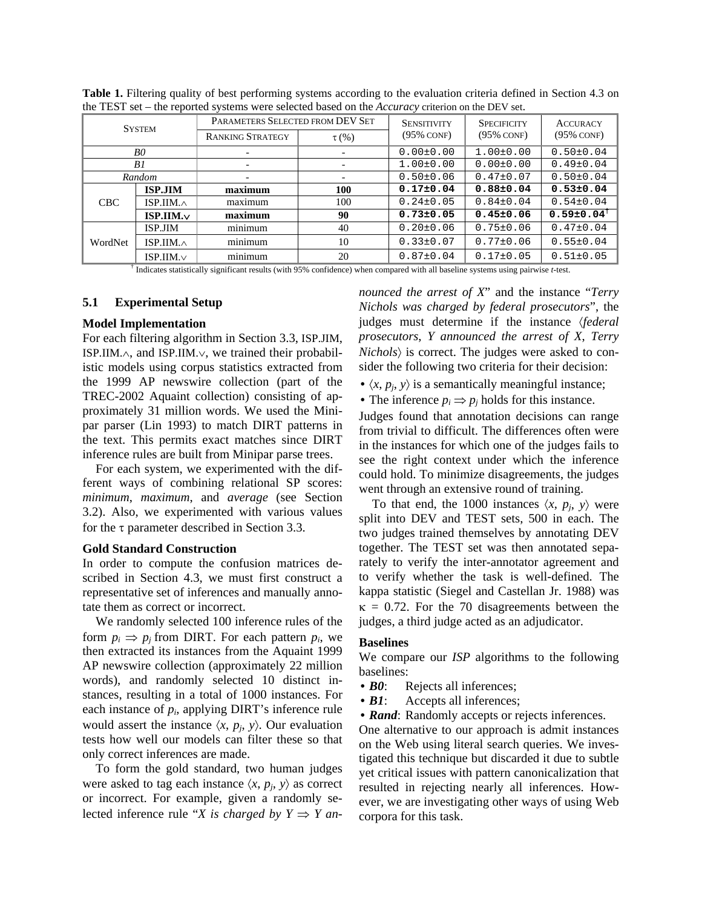**Table 1.** Filtering quality of best performing systems according to the evaluation criteria defined in Section 4.3 on the TEST set – the reported systems were selected based on the *Accuracy* criterion on the DEV set.

| System | | Parameters Selected from DEV Set | | Sensitivity (95% conf) | Specificity (95% conf) | Accuracy (95% conf) |
|---|---|---|---|---|---|---|
| | | Ranking Strategy | τ (%) | | | |
| *B0* | | - | - | 0.00±0.00 | 1.00±0.00 | 0.50±0.04 |
| *B1* | | - | - | 1.00±0.00 | 0.00±0.00 | 0.49±0.04 |
| *Random* | | - | - | 0.50±0.06 | 0.47±0.07 | 0.50±0.04 |
| CBC | **ISP.JIM** | **maximum** | **100** | **0.17±0.04** | **0.88±0.04** | **0.53±0.04** |
| | ISP.IIM.∧ | maximum | 100 | 0.24±0.05 | 0.84±0.04 | 0.54±0.04 |
| | **ISP.IIM.∨** | **maximum** | **90** | **0.73±0.05** | **0.45±0.06** | **0.59±0.04**[†] |
| WordNet | ISP.JIM | minimum | 40 | 0.20±0.06 | 0.75±0.06 | 0.47±0.04 |
| | ISP.IIM.∧ | minimum | 10 | 0.33±0.07 | 0.77±0.06 | 0.55±0.04 |
| | ISP.IIM.∨ | minimum | 20 | 0.87±0.04 | 0.17±0.05 | 0.51±0.05 |

[†] Indicates statistically significant results (with 95% confidence) when compared with all baseline systems using pairwise *t*-test.

### 5.1 Experimental Setup

**Model Implementation**

For each filtering algorithm in Section 3.3, ISP.JIM, ISP.IIM.∧, and ISP.IIM.∨, we trained their probabilistic models using corpus statistics extracted from the 1999 AP newswire collection (part of the TREC-2002 Aquaint collection) consisting of approximately 31 million words. We used the Minipar parser (Lin 1993) to match DIRT patterns in the text. This permits exact matches since DIRT inference rules are built from Minipar parse trees.

For each system, we experimented with the different ways of combining relational SP scores: *minimum*, *maximum*, and *average* (see Section 3.2). Also, we experimented with various values for the τ parameter described in Section 3.3.

**Gold Standard Construction**

In order to compute the confusion matrices described in Section 4.3, we must first construct a representative set of inferences and manually annotate them as correct or incorrect.

We randomly selected 100 inference rules of the form $p_i \Rightarrow p_j$ from DIRT. For each pattern $p_i$, we then extracted its instances from the Aquaint 1999 AP newswire collection (approximately 22 million words), and randomly selected 10 distinct instances, resulting in a total of 1000 instances. For each instance of $p_i$, applying DIRT's inference rule would assert the instance $\langle x, p_j, y\rangle$. Our evaluation tests how well our models can filter these so that only correct inferences are made.

To form the gold standard, two human judges were asked to tag each instance $\langle x, p_j, y\rangle$ as correct or incorrect. For example, given a randomly selected inference rule "*X is charged by Y* ⇒ *Y announced the arrest of X*" and the instance "*Terry Nichols was charged by federal prosecutors*", the judges must determine if the instance ⟨*federal prosecutors*, *Y announced the arrest of X*, *Terry Nichols*⟩ is correct. The judges were asked to consider the following two criteria for their decision:

- $\langle x, p_j, y\rangle$ is a semantically meaningful instance;
- The inference $p_i \Rightarrow p_j$ holds for this instance.

Judges found that annotation decisions can range from trivial to difficult. The differences often were in the instances for which one of the judges fails to see the right context under which the inference could hold. To minimize disagreements, the judges went through an extensive round of training.

To that end, the 1000 instances $\langle x, p_j, y\rangle$ were split into DEV and TEST sets, 500 in each. The two judges trained themselves by annotating DEV together. The TEST set was then annotated separately to verify the inter-annotator agreement and to verify whether the task is well-defined. The kappa statistic (Siegel and Castellan Jr. 1988) was $\kappa = 0.72$. For the 70 disagreements between the judges, a third judge acted as an adjudicator.

**Baselines**

We compare our *ISP* algorithms to the following baselines:

- ***B0***: Rejects all inferences;
- ***B1***: Accepts all inferences;
- ***Rand***: Randomly accepts or rejects inferences.

One alternative to our approach is admit instances on the Web using literal search queries. We investigated this technique but discarded it due to subtle yet critical issues with pattern canonicalization that resulted in rejecting nearly all inferences. However, we are investigating other ways of using Web corpora for this task.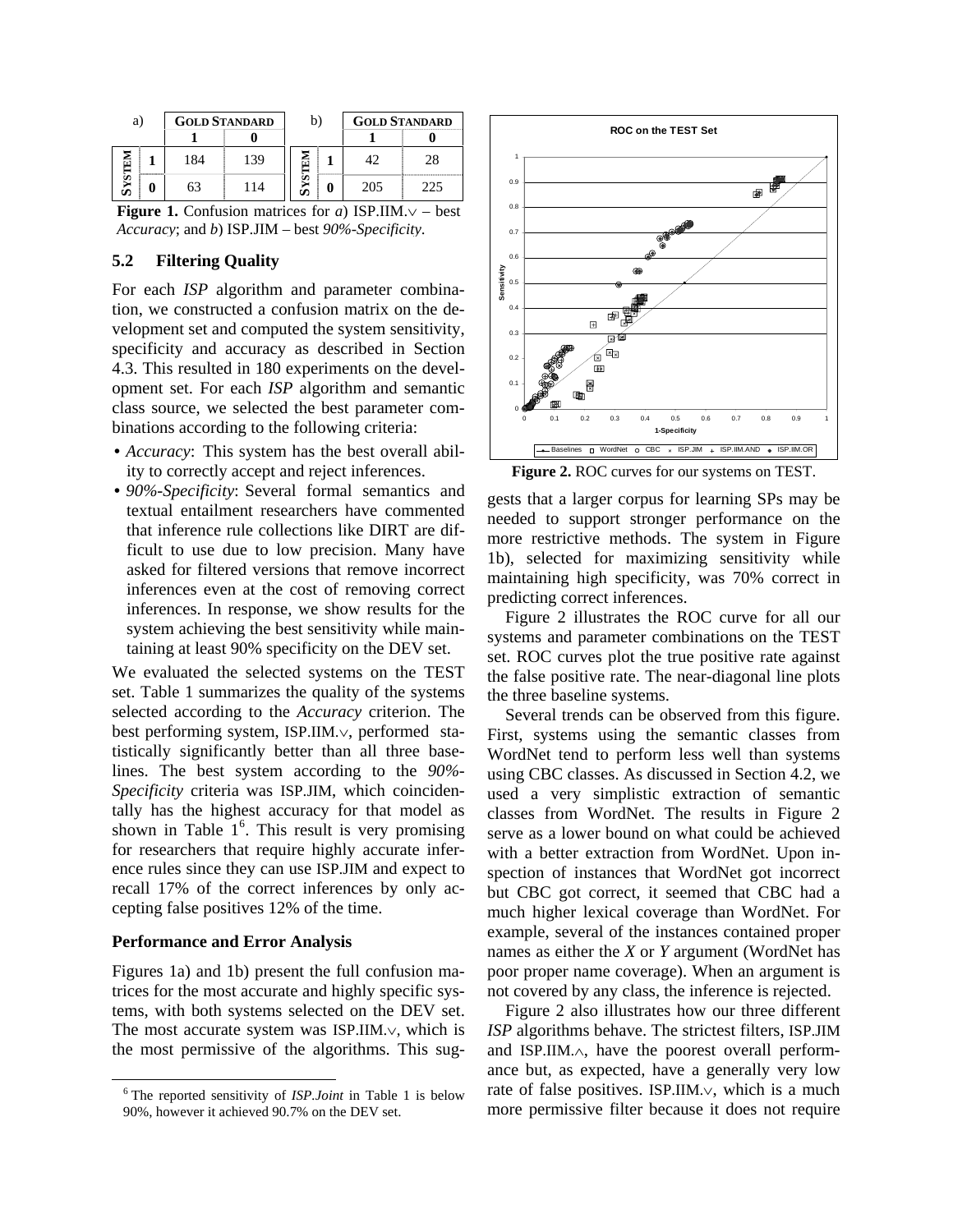a)

| | | GOLD STANDARD | |
|---|---|---|---|
| | | **1** | **0** |
| **SYSTEM** | **1** | 184 | 139 |
| | **0** | 63 | 114 |

b)

| | | GOLD STANDARD | |
|---|---|---|---|
| | | **1** | **0** |
| **SYSTEM** | **1** | 42 | 28 |
| | **0** | 205 | 225 |

**Figure 1.** Confusion matrices for *a*) ISP.IIM.∨ – best *Accuracy*; and *b*) ISP.JIM – best *90%-Specificity*.

### 5.2 Filtering Quality

For each *ISP* algorithm and parameter combination, we constructed a confusion matrix on the development set and computed the system sensitivity, specificity and accuracy as described in Section 4.3. This resulted in 180 experiments on the development set. For each *ISP* algorithm and semantic class source, we selected the best parameter combinations according to the following criteria:

- *Accuracy*: This system has the best overall ability to correctly accept and reject inferences.
- *90%-Specificity*: Several formal semantics and textual entailment researchers have commented that inference rule collections like DIRT are difficult to use due to low precision. Many have asked for filtered versions that remove incorrect inferences even at the cost of removing correct inferences. In response, we show results for the system achieving the best sensitivity while maintaining at least 90% specificity on the DEV set.

We evaluated the selected systems on the TEST set. Table 1 summarizes the quality of the systems selected according to the *Accuracy* criterion. The best performing system, ISP.IIM.∨, performed statistically significantly better than all three baselines. The best system according to the *90%-Specificity* criteria was ISP.JIM, which coincidentally has the highest accuracy for that model as shown in Table 1[6]. This result is very promising for researchers that require highly accurate inference rules since they can use ISP.JIM and expect to recall 17% of the correct inferences by only accepting false positives 12% of the time.

#### Performance and Error Analysis

Figures 1a) and 1b) present the full confusion matrices for the most accurate and highly specific systems, with both systems selected on the DEV set. The most accurate system was ISP.IIM.∨, which is the most permissive of the algorithms. This suggests that a larger corpus for learning SPs may be needed to support stronger performance on the more restrictive methods. The system in Figure 1b), selected for maximizing sensitivity while maintaining high specificity, was 70% correct in predicting correct inferences.

Figure 2 illustrates the ROC curve for all our systems and parameter combinations on the TEST set. ROC curves plot the true positive rate against the false positive rate. The near-diagonal line plots the three baseline systems.

**Figure 2.** ROC curves for our systems on TEST.

Several trends can be observed from this figure. First, systems using the semantic classes from WordNet tend to perform less well than systems using CBC classes. As discussed in Section 4.2, we used a very simplistic extraction of semantic classes from WordNet. The results in Figure 2 serve as a lower bound on what could be achieved with a better extraction from WordNet. Upon inspection of instances that WordNet got incorrect but CBC got correct, it seemed that CBC had a much higher lexical coverage than WordNet. For example, several of the instances contained proper names as either the *X* or *Y* argument (WordNet has poor proper name coverage). When an argument is not covered by any class, the inference is rejected.

Figure 2 also illustrates how our three different *ISP* algorithms behave. The strictest filters, ISP.JIM and ISP.IIM.∧, have the poorest overall performance but, as expected, have a generally very low rate of false positives. ISP.IIM.∨, which is a much more permissive filter because it does not require

[6] The reported sensitivity of *ISP.Joint* in Table 1 is below 90%, however it achieved 90.7% on the DEV set.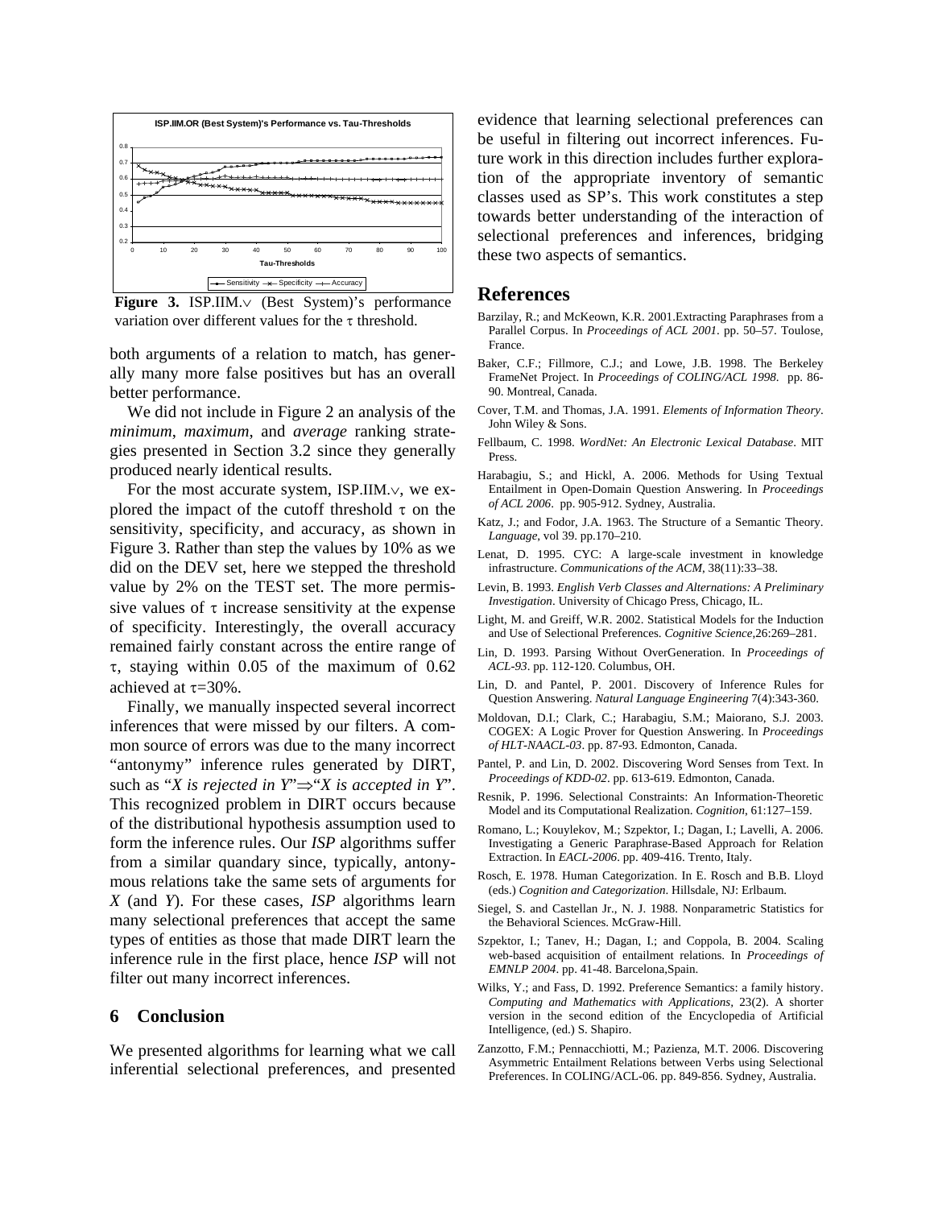ISP.IIM.OR (Best System)'s Performance vs. Tau-Thresholds

0.8
0.7
0.6
0.5
0.4
0.3
0.2

0 10 20 30 40 50 60 70 80 90 100

Tau-Thresholds

Sensitivity — Specificity — Accuracy

**Figure 3.** ISP.IIM.∨ (Best System)'s performance variation over different values for the τ threshold.

both arguments of a relation to match, has generally many more false positives but has an overall better performance.

We did not include in Figure 2 an analysis of the *minimum*, *maximum*, and *average* ranking strategies presented in Section 3.2 since they generally produced nearly identical results.

For the most accurate system, ISP.IIM.∨, we explored the impact of the cutoff threshold τ on the sensitivity, specificity, and accuracy, as shown in Figure 3. Rather than step the values by 10% as we did on the DEV set, here we stepped the threshold value by 2% on the TEST set. The more permissive values of τ increase sensitivity at the expense of specificity. Interestingly, the overall accuracy remained fairly constant across the entire range of τ, staying within 0.05 of the maximum of 0.62 achieved at τ=30%.

Finally, we manually inspected several incorrect inferences that were missed by our filters. A common source of errors was due to the many incorrect "antonymy" inference rules generated by DIRT, such as "*X is rejected in Y*"⇒"*X is accepted in Y*". This recognized problem in DIRT occurs because of the distributional hypothesis assumption used to form the inference rules. Our *ISP* algorithms suffer from a similar quandary since, typically, antonymous relations take the same sets of arguments for *X* (and *Y*). For these cases, *ISP* algorithms learn many selectional preferences that accept the same types of entities as those that made DIRT learn the inference rule in the first place, hence *ISP* will not filter out many incorrect inferences.

## 6 Conclusion

We presented algorithms for learning what we call inferential selectional preferences, and presented evidence that learning selectional preferences can be useful in filtering out incorrect inferences. Future work in this direction includes further exploration of the appropriate inventory of semantic classes used as SP's. This work constitutes a step towards better understanding of the interaction of selectional preferences and inferences, bridging these two aspects of semantics.

## References

Barzilay, R.; and McKeown, K.R. 2001.Extracting Paraphrases from a Parallel Corpus. In *Proceedings of ACL 2001*. pp. 50–57. Toulose, France.

Baker, C.F.; Fillmore, C.J.; and Lowe, J.B. 1998. The Berkeley FrameNet Project. In *Proceedings of COLING/ACL 1998*. pp. 86-90. Montreal, Canada.

Cover, T.M. and Thomas, J.A. 1991. *Elements of Information Theory*. John Wiley & Sons.

Fellbaum, C. 1998. *WordNet: An Electronic Lexical Database*. MIT Press.

Harabagiu, S.; and Hickl, A. 2006. Methods for Using Textual Entailment in Open-Domain Question Answering. In *Proceedings of ACL 2006*. pp. 905-912. Sydney, Australia.

Katz, J.; and Fodor, J.A. 1963. The Structure of a Semantic Theory. *Language*, vol 39. pp.170–210.

Lenat, D. 1995. CYC: A large-scale investment in knowledge infrastructure. *Communications of the ACM*, 38(11):33–38.

Levin, B. 1993. *English Verb Classes and Alternations: A Preliminary Investigation*. University of Chicago Press, Chicago, IL.

Light, M. and Greiff, W.R. 2002. Statistical Models for the Induction and Use of Selectional Preferences. *Cognitive Science*,26:269–281.

Lin, D. 1993. Parsing Without OverGeneration. In *Proceedings of ACL-93*. pp. 112-120. Columbus, OH.

Lin, D. and Pantel, P. 2001. Discovery of Inference Rules for Question Answering. *Natural Language Engineering* 7(4):343-360.

Moldovan, D.I.; Clark, C.; Harabagiu, S.M.; Maiorano, S.J. 2003. COGEX: A Logic Prover for Question Answering. In *Proceedings of HLT-NAACL-03*. pp. 87-93. Edmonton, Canada.

Pantel, P. and Lin, D. 2002. Discovering Word Senses from Text. In *Proceedings of KDD-02*. pp. 613-619. Edmonton, Canada.

Resnik, P. 1996. Selectional Constraints: An Information-Theoretic Model and its Computational Realization. *Cognition*, 61:127–159.

Romano, L.; Kouylekov, M.; Szpektor, I.; Dagan, I.; Lavelli, A. 2006. Investigating a Generic Paraphrase-Based Approach for Relation Extraction. In *EACL-2006*. pp. 409-416. Trento, Italy.

Rosch, E. 1978. Human Categorization. In E. Rosch and B.B. Lloyd (eds.) *Cognition and Categorization*. Hillsdale, NJ: Erlbaum.

Siegel, S. and Castellan Jr., N. J. 1988. Nonparametric Statistics for the Behavioral Sciences. McGraw-Hill.

Szpektor, I.; Tanev, H.; Dagan, I.; and Coppola, B. 2004. Scaling web-based acquisition of entailment relations. In *Proceedings of EMNLP 2004*. pp. 41-48. Barcelona,Spain.

Wilks, Y.; and Fass, D. 1992. Preference Semantics: a family history. *Computing and Mathematics with Applications*, 23(2). A shorter version in the second edition of the Encyclopedia of Artificial Intelligence, (ed.) S. Shapiro.

Zanzotto, F.M.; Pennacchiotti, M.; Pazienza, M.T. 2006. Discovering Asymmetric Entailment Relations between Verbs using Selectional Preferences. In COLING/ACL-06. pp. 849-856. Sydney, Australia.